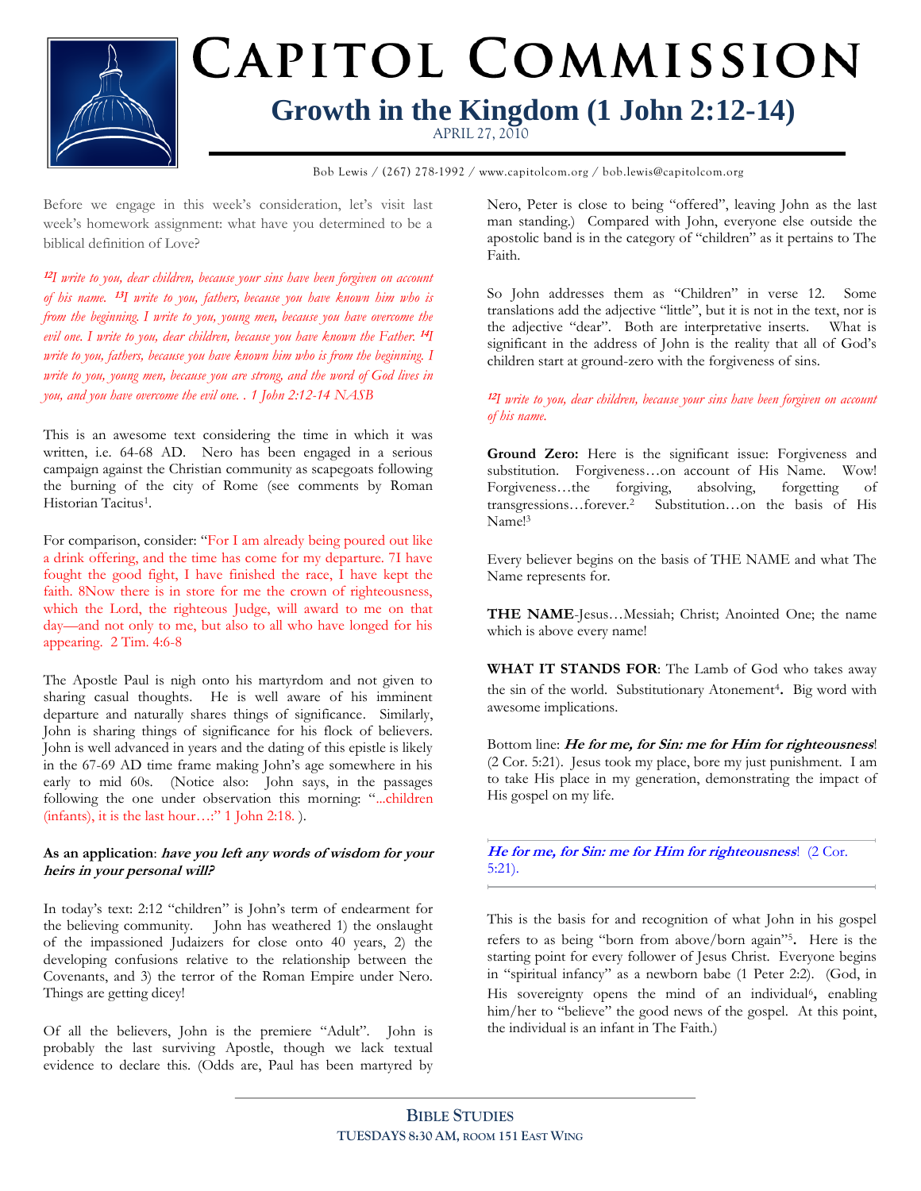# CAPITOL COMMISSION

## Growth in the Kingdom (1 John 2:12-14)

APRIL 27, 2010

Bob Lewis / (267) 278-1992 / www.capitolcom.org / bob.lewis@capitolcom.org

Before we engage in this week's consideration, let's visit last week's homework assignment: what have you determined to be a biblical definition of Love?

*[12]I write to you, dear children, because your sins have been forgiven on account of his name. [13]I write to you, fathers, because you have known him who is from the beginning. I write to you, young men, because you have overcome the evil one. I write to you, dear children, because you have known the Father. [14]I write to you, fathers, because you have known him who is from the beginning. I write to you, young men, because you are strong, and the word of God lives in you, and you have overcome the evil one. . 1 John 2:12-14 NASB*

This is an awesome text considering the time in which it was written, i.e. 64-68 AD. Nero has been engaged in a serious campaign against the Christian community as scapegoats following the burning of the city of Rome (see comments by Roman Historian Tacitus[1].

For comparison, consider: "For I am already being poured out like a drink offering, and the time has come for my departure. 7I have fought the good fight, I have finished the race, I have kept the faith. 8Now there is in store for me the crown of righteousness, which the Lord, the righteous Judge, will award to me on that day—and not only to me, but also to all who have longed for his appearing. 2 Tim. 4:6-8

The Apostle Paul is nigh onto his martyrdom and not given to sharing casual thoughts. He is well aware of his imminent departure and naturally shares things of significance. Similarly, John is sharing things of significance for his flock of believers. John is well advanced in years and the dating of this epistle is likely in the 67-69 AD time frame making John's age somewhere in his early to mid 60s. (Notice also: John says, in the passages following the one under observation this morning: "...children (infants), it is the last hour…:" 1 John 2:18. ).

**As an application**: ***have you left any words of wisdom for your heirs in your personal will?***

In today's text: 2:12 "children" is John's term of endearment for the believing community. John has weathered 1) the onslaught of the impassioned Judaizers for close onto 40 years, 2) the developing confusions relative to the relationship between the Covenants, and 3) the terror of the Roman Empire under Nero. Things are getting dicey!

Of all the believers, John is the premiere "Adult". John is probably the last surviving Apostle, though we lack textual evidence to declare this. (Odds are, Paul has been martyred by Nero, Peter is close to being "offered", leaving John as the last man standing.) Compared with John, everyone else outside the apostolic band is in the category of "children" as it pertains to The Faith.

So John addresses them as "Children" in verse 12. Some translations add the adjective "little", but it is not in the text, nor is the adjective "dear". Both are interpretative inserts. What is significant in the address of John is the reality that all of God's children start at ground-zero with the forgiveness of sins.

*[12]I write to you, dear children, because your sins have been forgiven on account of his name.*

**Ground Zero:** Here is the significant issue: Forgiveness and substitution. Forgiveness…on account of His Name. Wow! Forgiveness…the forgiving, absolving, forgetting of transgressions…forever.[2] Substitution…on the basis of His Name![3]

Every believer begins on the basis of THE NAME and what The Name represents for.

**THE NAME**-Jesus…Messiah; Christ; Anointed One; the name which is above every name!

**WHAT IT STANDS FOR**: The Lamb of God who takes away the sin of the world. Substitutionary Atonement[4]**.** Big word with awesome implications.

Bottom line: ***He for me, for Sin: me for Him for righteousness***! (2 Cor. 5:21). Jesus took my place, bore my just punishment. I am to take His place in my generation, demonstrating the impact of His gospel on my life.

***He for me, for Sin: me for Him for righteousness***! (2 Cor. 5:21).

This is the basis for and recognition of what John in his gospel refers to as being "born from above/born again"[5]. Here is the starting point for every follower of Jesus Christ. Everyone begins in "spiritual infancy" as a newborn babe (1 Peter 2:2). (God, in His sovereignty opens the mind of an individual[6]**,** enabling him/her to "believe" the good news of the gospel. At this point, the individual is an infant in The Faith.)

**BIBLE STUDIES**
**TUESDAYS 8:30 AM, ROOM 151 EAST WING**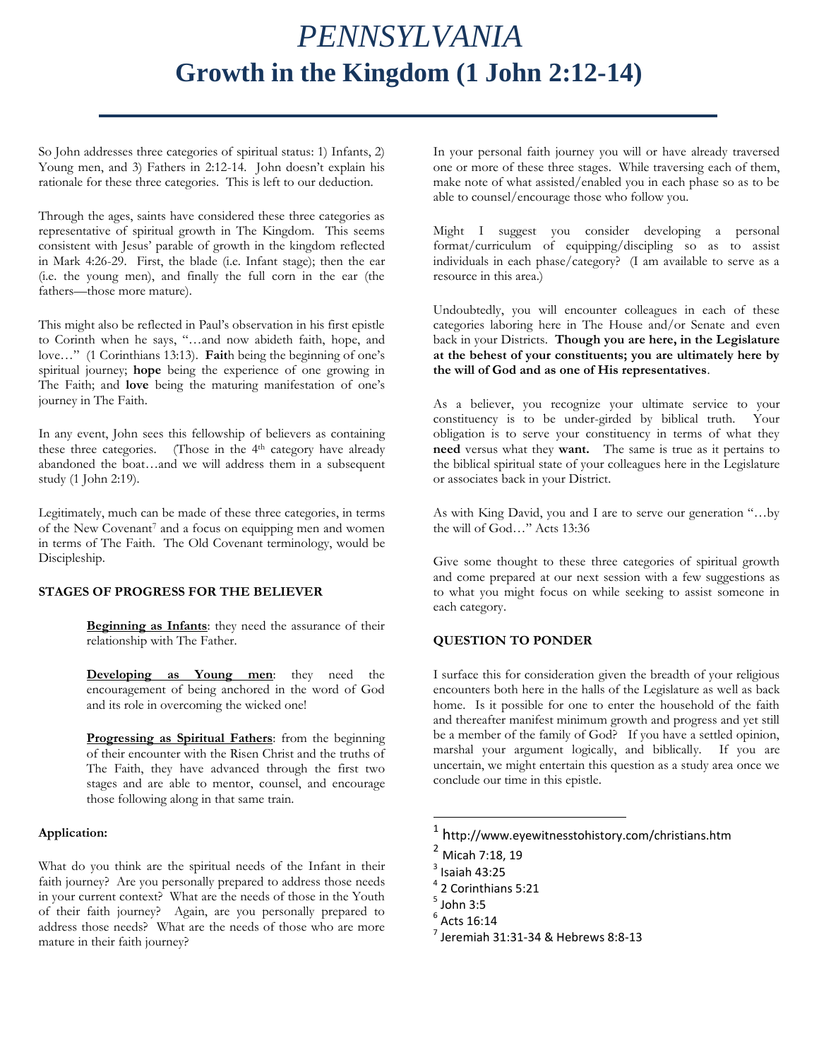# *PENNSYLVANIA*

# Growth in the Kingdom (1 John 2:12-14)

So John addresses three categories of spiritual status: 1) Infants, 2) Young men, and 3) Fathers in 2:12-14. John doesn't explain his rationale for these three categories. This is left to our deduction.

Through the ages, saints have considered these three categories as representative of spiritual growth in The Kingdom. This seems consistent with Jesus' parable of growth in the kingdom reflected in Mark 4:26-29. First, the blade (i.e. Infant stage); then the ear (i.e. the young men), and finally the full corn in the ear (the fathers—those more mature).

This might also be reflected in Paul's observation in his first epistle to Corinth when he says, "…and now abideth faith, hope, and love…" (1 Corinthians 13:13). **Fait**h being the beginning of one's spiritual journey; **hope** being the experience of one growing in The Faith; and **love** being the maturing manifestation of one's journey in The Faith.

In any event, John sees this fellowship of believers as containing these three categories. (Those in the 4th category have already abandoned the boat…and we will address them in a subsequent study (1 John 2:19).

Legitimately, much can be made of these three categories, in terms of the New Covenant[7] and a focus on equipping men and women in terms of The Faith. The Old Covenant terminology, would be Discipleship.

**STAGES OF PROGRESS FOR THE BELIEVER**

> **Beginning as Infants**: they need the assurance of their relationship with The Father.
>
> **Developing as Young men**: they need the encouragement of being anchored in the word of God and its role in overcoming the wicked one!
>
> **Progressing as Spiritual Fathers**: from the beginning of their encounter with the Risen Christ and the truths of The Faith, they have advanced through the first two stages and are able to mentor, counsel, and encourage those following along in that same train.

**Application:**

What do you think are the spiritual needs of the Infant in their faith journey? Are you personally prepared to address those needs in your current context? What are the needs of those in the Youth of their faith journey? Again, are you personally prepared to address those needs? What are the needs of those who are more mature in their faith journey?

In your personal faith journey you will or have already traversed one or more of these three stages. While traversing each of them, make note of what assisted/enabled you in each phase so as to be able to counsel/encourage those who follow you.

Might I suggest you consider developing a personal format/curriculum of equipping/discipling so as to assist individuals in each phase/category? (I am available to serve as a resource in this area.)

Undoubtedly, you will encounter colleagues in each of these categories laboring here in The House and/or Senate and even back in your Districts. **Though you are here, in the Legislature at the behest of your constituents; you are ultimately here by the will of God and as one of His representatives**.

As a believer, you recognize your ultimate service to your constituency is to be under-girded by biblical truth. Your obligation is to serve your constituency in terms of what they **need** versus what they **want.** The same is true as it pertains to the biblical spiritual state of your colleagues here in the Legislature or associates back in your District.

As with King David, you and I are to serve our generation "…by the will of God…" Acts 13:36

Give some thought to these three categories of spiritual growth and come prepared at our next session with a few suggestions as to what you might focus on while seeking to assist someone in each category.

**QUESTION TO PONDER**

I surface this for consideration given the breadth of your religious encounters both here in the halls of the Legislature as well as back home. Is it possible for one to enter the household of the faith and thereafter manifest minimum growth and progress and yet still be a member of the family of God? If you have a settled opinion, marshal your argument logically, and biblically. If you are uncertain, we might entertain this question as a study area once we conclude our time in this epistle.

---

[1] http://www.eyewitnesstohistory.com/christians.htm
[2] Micah 7:18, 19
[3] Isaiah 43:25
[4] 2 Corinthians 5:21
[5] John 3:5
[6] Acts 16:14
[7] Jeremiah 31:31-34 & Hebrews 8:8-13